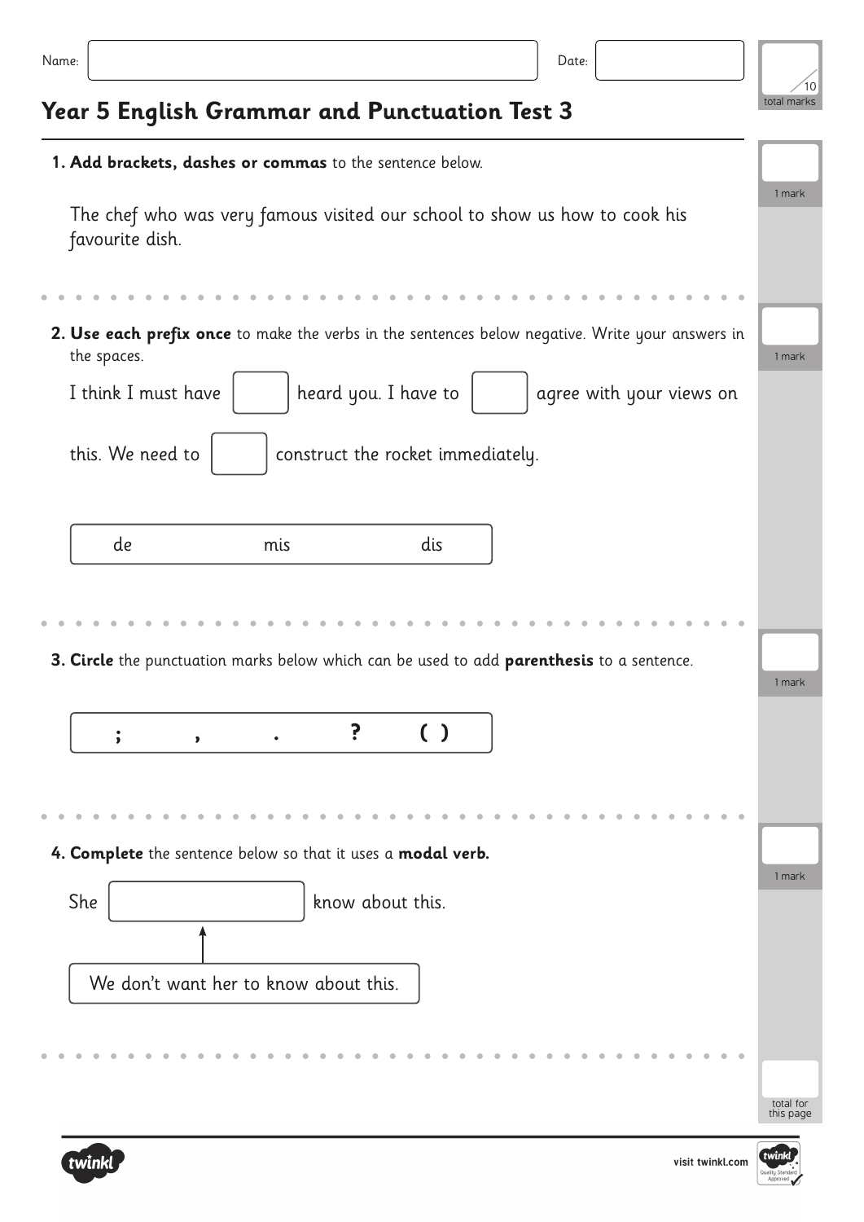Name: ______________________ Date: ____________

/10 total marks

# Year 5 English Grammar and Punctuation Test 3

**1. Add brackets, dashes or commas** to the sentence below.

The chef who was very famous visited our school to show us how to cook his favourite dish.

1 mark

**2. Use each prefix once** to make the verbs in the sentences below negative. Write your answers in the spaces.

I think I must have [ ] heard you. I have to [ ] agree with your views on this. We need to [ ] construct the rocket immediately.

| de | mis | dis |
|---|---|---|

1 mark

**3. Circle** the punctuation marks below which can be used to add **parenthesis** to a sentence.

| ; | , | . | ? | ( ) |
|---|---|---|---|---|

1 mark

**4. Complete** the sentence below so that it uses a **modal verb.**

She [ ] know about this.

We don't want her to know about this.

1 mark

total for this page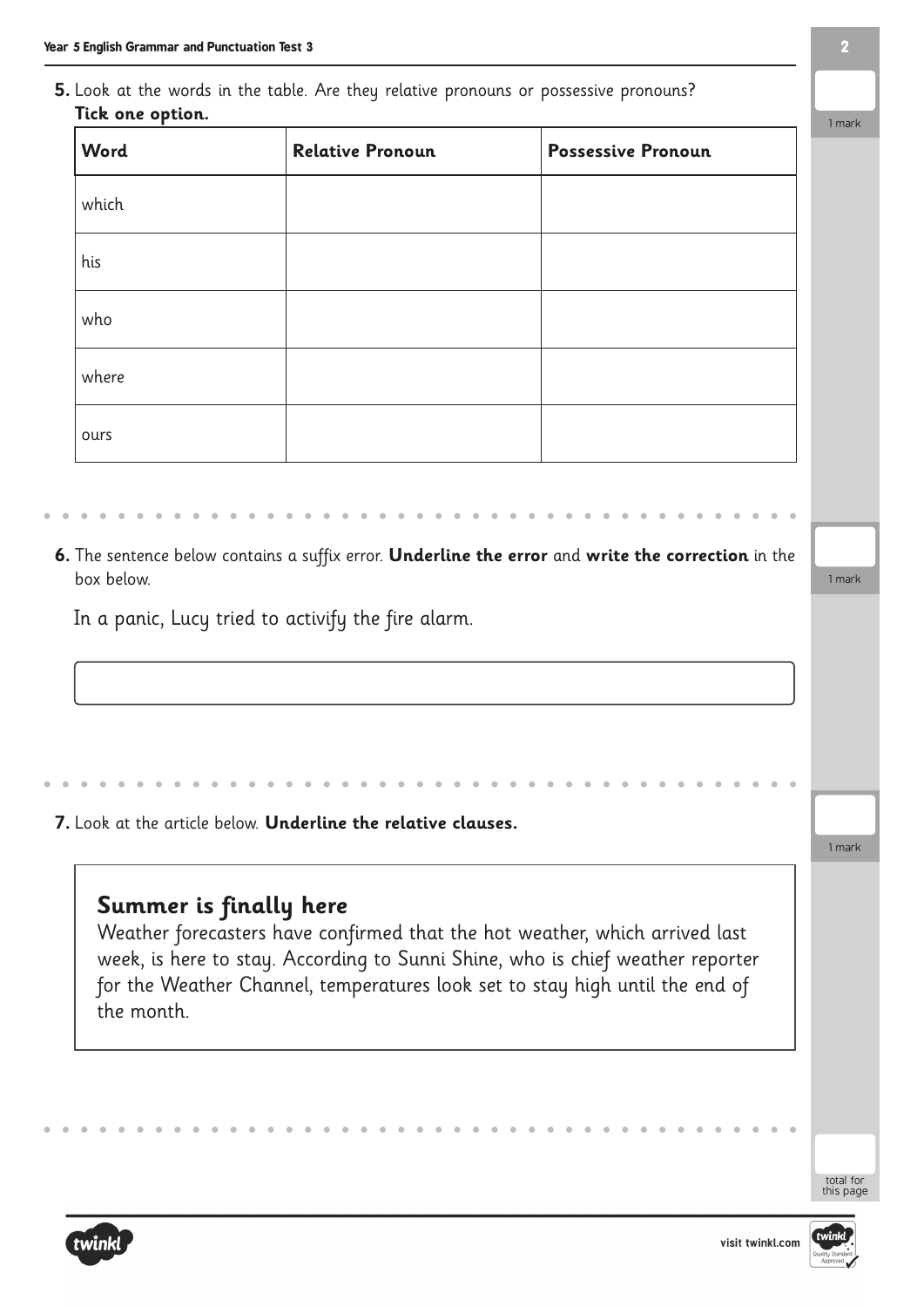**5.** Look at the words in the table. Are they relative pronouns or possessive pronouns?
**Tick one option.**

1 mark

| Word | Relative Pronoun | Possessive Pronoun |
| --- | --- | --- |
| which | | |
| his | | |
| who | | |
| where | | |
| ours | | |

**6.** The sentence below contains a suffix error. **Underline the error** and **write the correction** in the box below.

1 mark

In a panic, Lucy tried to activify the fire alarm.

**7.** Look at the article below. **Underline the relative clauses.**

1 mark

## Summer is finally here

Weather forecasters have confirmed that the hot weather, which arrived last week, is here to stay. According to Sunni Shine, who is chief weather reporter for the Weather Channel, temperatures look set to stay high until the end of the month.

total for this page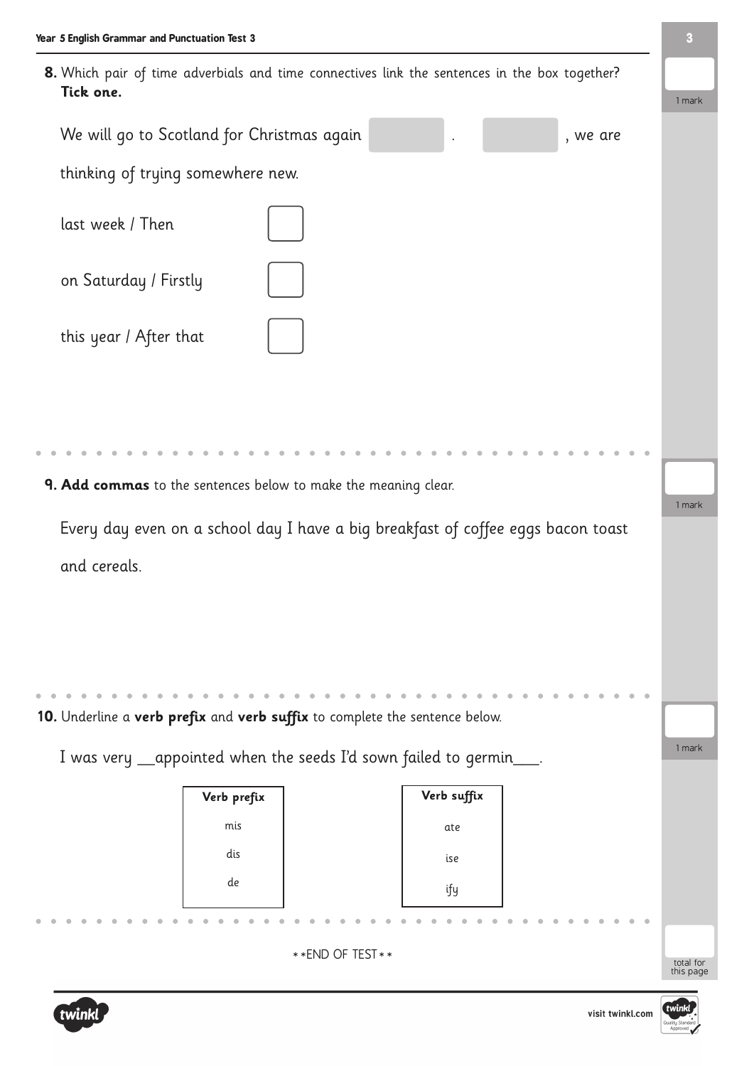**8.** Which pair of time adverbials and time connectives link the sentences in the box together? **Tick one.**

We will go to Scotland for Christmas again ______ . ______ , we are thinking of trying somewhere new.

last week / Then ☐

on Saturday / Firstly ☐

this year / After that ☐

1 mark

**9. Add commas** to the sentences below to make the meaning clear.

Every day even on a school day I have a big breakfast of coffee eggs bacon toast and cereals.

1 mark

**10.** Underline a **verb prefix** and **verb suffix** to complete the sentence below.

I was very __appointed when the seeds I'd sown failed to germin___.

| Verb prefix |
| --- |
| mis |
| dis |
| de |

| Verb suffix |
| --- |
| ate |
| ise |
| ify |

1 mark

**END OF TEST**

total for this page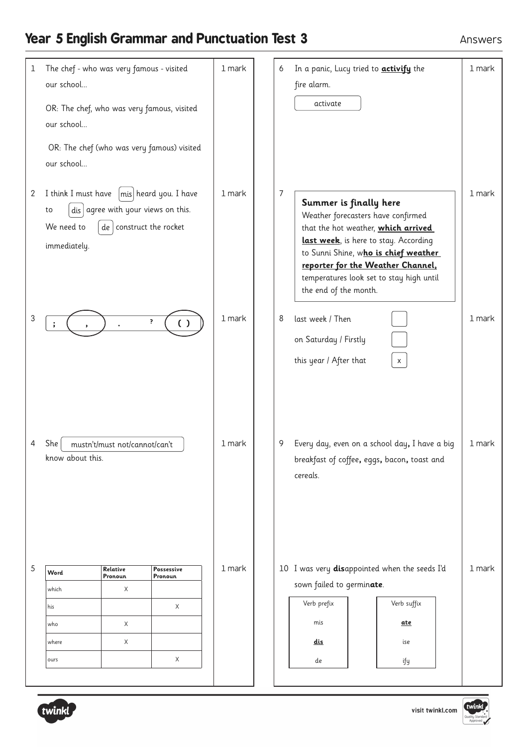# Year 5 English Grammar and Punctuation Test 3

Answers

1. The chef - who was very famous - visited our school...

   OR: The chef, who was very famous, visited our school...

   OR: The chef (who was very famous) visited our school...

   1 mark

2. I think I must have [mis] heard you. I have to [dis] agree with your views on this. We need to [de] construct the rocket immediately.

   1 mark

3. ; (,) . ? (( ))

   1 mark

4. She [mustn't/must not/cannot/can't] know about this.

   1 mark

5. 

| Word | Relative Pronoun | Possessive Pronoun |
| --- | --- | --- |
| which | X | |
| his | | X |
| who | X | |
| where | X | |
| ours | | X |

   1 mark

6. In a panic, Lucy tried to **activify** the fire alarm.

   [activate]

   1 mark

7. **Summer is finally here**

   Weather forecasters have confirmed that the hot weather, **which arrived last week**, is here to stay. According to Sunni Shine, w**ho is chief weather reporter for the Weather Channel,** temperatures look set to stay high until the end of the month.

   1 mark

8. last week / Then [ ]

   on Saturday / Firstly [ ]

   this year / After that [x]

   1 mark

9. Every day, even on a school day**,** I have a big breakfast of coffee**,** eggs**,** bacon**,** toast and cereals.

   1 mark

10. I was very **dis**appointed when the seeds I'd sown failed to germin**ate**.

| Verb prefix | Verb suffix |
| --- | --- |
| mis | **ate** |
| **dis** | ise |
| de | ify |

   1 mark